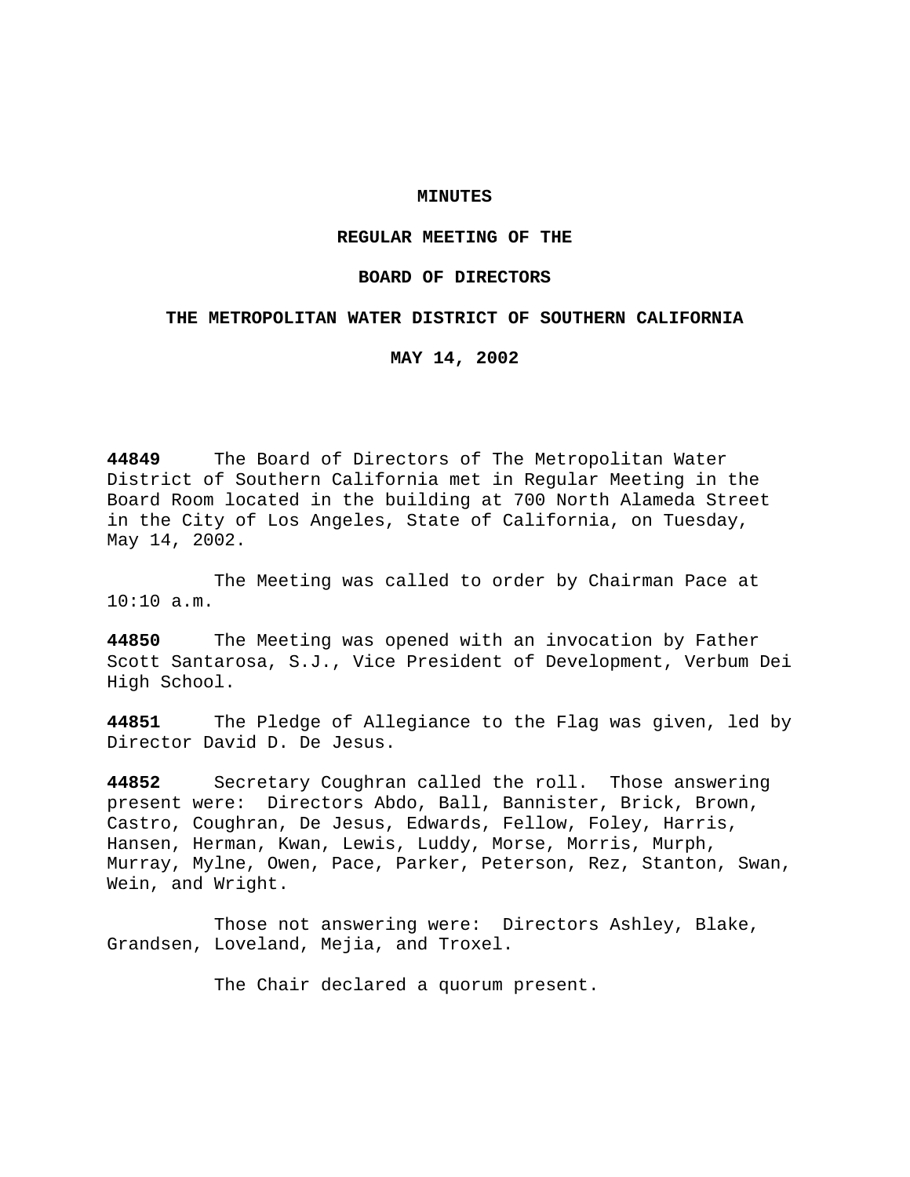**MINUTES**

**REGULAR MEETING OF THE**

**BOARD OF DIRECTORS**

**THE METROPOLITAN WATER DISTRICT OF SOUTHERN CALIFORNIA**

**MAY 14, 2002**

**44849** The Board of Directors of The Metropolitan Water District of Southern California met in Regular Meeting in the Board Room located in the building at 700 North Alameda Street in the City of Los Angeles, State of California, on Tuesday, May 14, 2002.

The Meeting was called to order by Chairman Pace at 10:10 a.m.

**44850** The Meeting was opened with an invocation by Father Scott Santarosa, S.J., Vice President of Development, Verbum Dei High School.

**44851** The Pledge of Allegiance to the Flag was given, led by Director David D. De Jesus.

**44852** Secretary Coughran called the roll. Those answering present were: Directors Abdo, Ball, Bannister, Brick, Brown, Castro, Coughran, De Jesus, Edwards, Fellow, Foley, Harris, Hansen, Herman, Kwan, Lewis, Luddy, Morse, Morris, Murph, Murray, Mylne, Owen, Pace, Parker, Peterson, Rez, Stanton, Swan, Wein, and Wright.

Those not answering were: Directors Ashley, Blake, Grandsen, Loveland, Mejia, and Troxel.

The Chair declared a quorum present.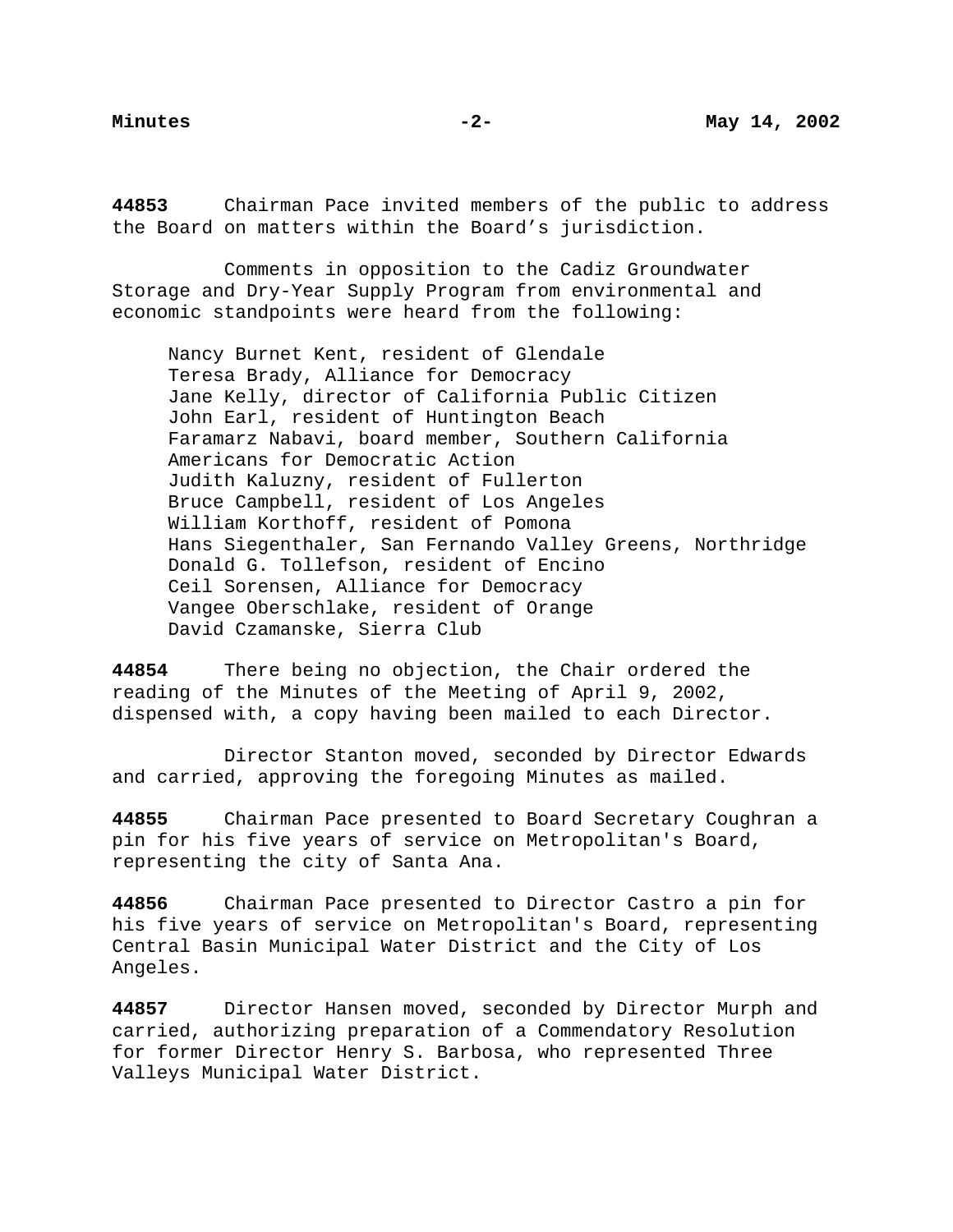**44853** Chairman Pace invited members of the public to address the Board on matters within the Board's jurisdiction.

Comments in opposition to the Cadiz Groundwater Storage and Dry-Year Supply Program from environmental and economic standpoints were heard from the following:

Nancy Burnet Kent, resident of Glendale
Teresa Brady, Alliance for Democracy
Jane Kelly, director of California Public Citizen
John Earl, resident of Huntington Beach
Faramarz Nabavi, board member, Southern California Americans for Democratic Action
Judith Kaluzny, resident of Fullerton
Bruce Campbell, resident of Los Angeles
William Korthoff, resident of Pomona
Hans Siegenthaler, San Fernando Valley Greens, Northridge
Donald G. Tollefson, resident of Encino
Ceil Sorensen, Alliance for Democracy
Vangee Oberschlake, resident of Orange
David Czamanske, Sierra Club

**44854** There being no objection, the Chair ordered the reading of the Minutes of the Meeting of April 9, 2002, dispensed with, a copy having been mailed to each Director.

Director Stanton moved, seconded by Director Edwards and carried, approving the foregoing Minutes as mailed.

**44855** Chairman Pace presented to Board Secretary Coughran a pin for his five years of service on Metropolitan's Board, representing the city of Santa Ana.

**44856** Chairman Pace presented to Director Castro a pin for his five years of service on Metropolitan's Board, representing Central Basin Municipal Water District and the City of Los Angeles.

**44857** Director Hansen moved, seconded by Director Murph and carried, authorizing preparation of a Commendatory Resolution for former Director Henry S. Barbosa, who represented Three Valleys Municipal Water District.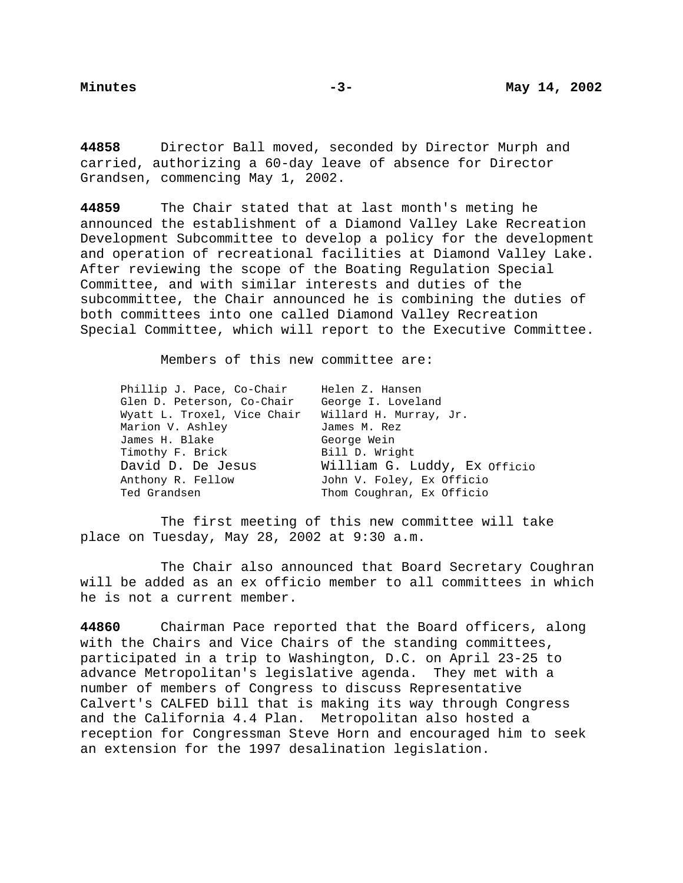**44858** Director Ball moved, seconded by Director Murph and carried, authorizing a 60-day leave of absence for Director Grandsen, commencing May 1, 2002.

**44859** The Chair stated that at last month's meting he announced the establishment of a Diamond Valley Lake Recreation Development Subcommittee to develop a policy for the development and operation of recreational facilities at Diamond Valley Lake. After reviewing the scope of the Boating Regulation Special Committee, and with similar interests and duties of the subcommittee, the Chair announced he is combining the duties of both committees into one called Diamond Valley Recreation Special Committee, which will report to the Executive Committee.

Members of this new committee are:

| | |
|---|---|
| Phillip J. Pace, Co-Chair | Helen Z. Hansen |
| Glen D. Peterson, Co-Chair | George I. Loveland |
| Wyatt L. Troxel, Vice Chair | Willard H. Murray, Jr. |
| Marion V. Ashley | James M. Rez |
| James H. Blake | George Wein |
| Timothy F. Brick | Bill D. Wright |
| David D. De Jesus | William G. Luddy, Ex Officio |
| Anthony R. Fellow | John V. Foley, Ex Officio |
| Ted Grandsen | Thom Coughran, Ex Officio |

The first meeting of this new committee will take place on Tuesday, May 28, 2002 at 9:30 a.m.

The Chair also announced that Board Secretary Coughran will be added as an ex officio member to all committees in which he is not a current member.

**44860** Chairman Pace reported that the Board officers, along with the Chairs and Vice Chairs of the standing committees, participated in a trip to Washington, D.C. on April 23-25 to advance Metropolitan's legislative agenda. They met with a number of members of Congress to discuss Representative Calvert's CALFED bill that is making its way through Congress and the California 4.4 Plan. Metropolitan also hosted a reception for Congressman Steve Horn and encouraged him to seek an extension for the 1997 desalination legislation.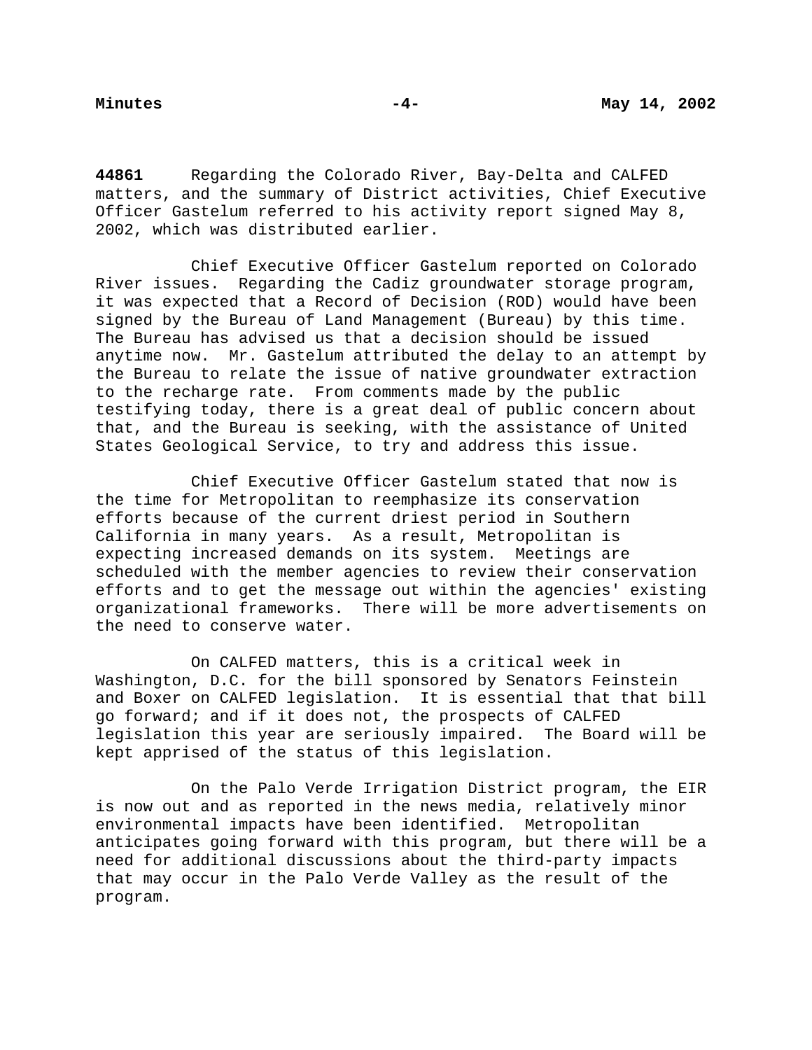**44861** Regarding the Colorado River, Bay-Delta and CALFED matters, and the summary of District activities, Chief Executive Officer Gastelum referred to his activity report signed May 8, 2002, which was distributed earlier.

Chief Executive Officer Gastelum reported on Colorado River issues. Regarding the Cadiz groundwater storage program, it was expected that a Record of Decision (ROD) would have been signed by the Bureau of Land Management (Bureau) by this time. The Bureau has advised us that a decision should be issued anytime now. Mr. Gastelum attributed the delay to an attempt by the Bureau to relate the issue of native groundwater extraction to the recharge rate. From comments made by the public testifying today, there is a great deal of public concern about that, and the Bureau is seeking, with the assistance of United States Geological Service, to try and address this issue.

Chief Executive Officer Gastelum stated that now is the time for Metropolitan to reemphasize its conservation efforts because of the current driest period in Southern California in many years. As a result, Metropolitan is expecting increased demands on its system. Meetings are scheduled with the member agencies to review their conservation efforts and to get the message out within the agencies' existing organizational frameworks. There will be more advertisements on the need to conserve water.

On CALFED matters, this is a critical week in Washington, D.C. for the bill sponsored by Senators Feinstein and Boxer on CALFED legislation. It is essential that that bill go forward; and if it does not, the prospects of CALFED legislation this year are seriously impaired. The Board will be kept apprised of the status of this legislation.

On the Palo Verde Irrigation District program, the EIR is now out and as reported in the news media, relatively minor environmental impacts have been identified. Metropolitan anticipates going forward with this program, but there will be a need for additional discussions about the third-party impacts that may occur in the Palo Verde Valley as the result of the program.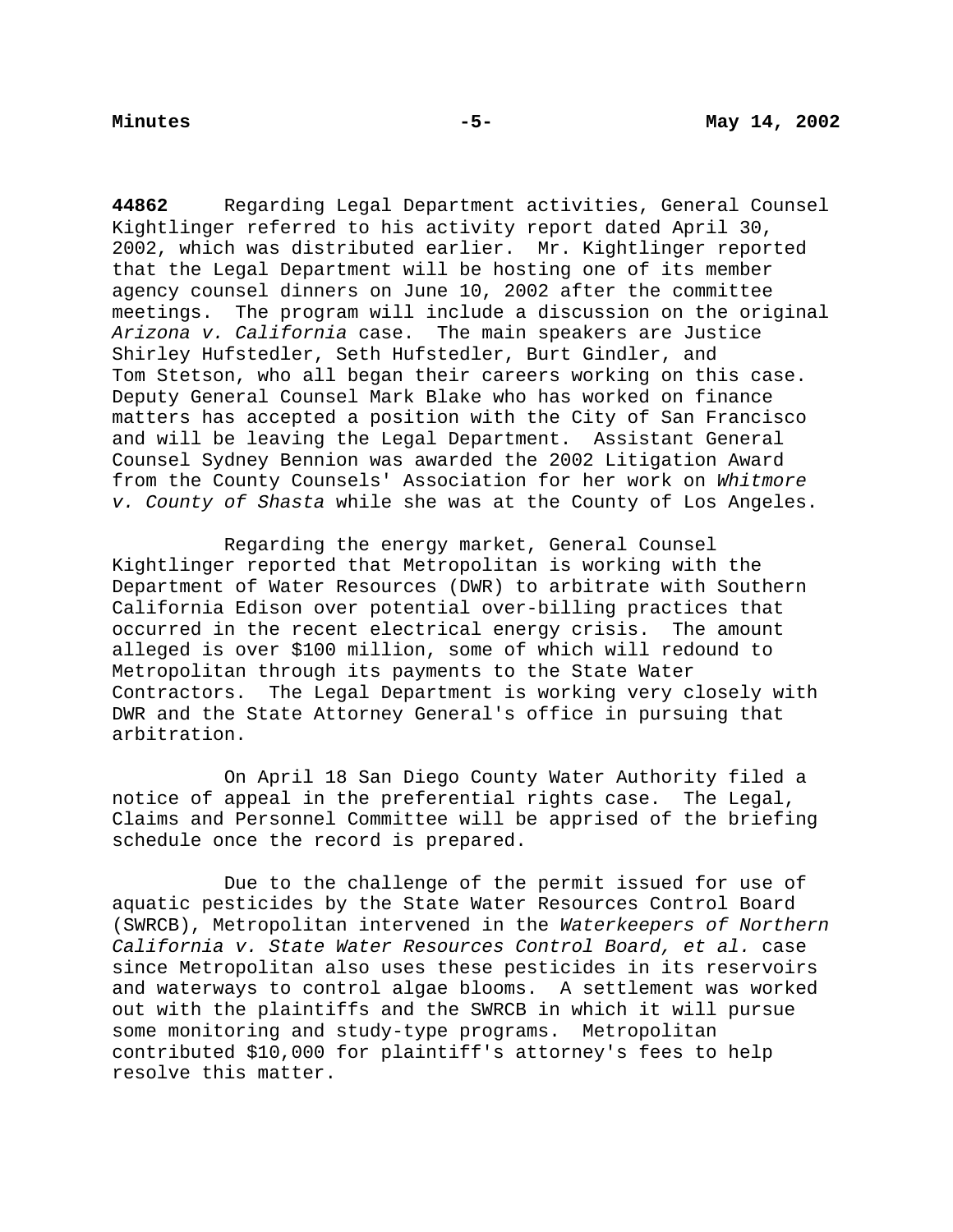**44862** Regarding Legal Department activities, General Counsel Kightlinger referred to his activity report dated April 30, 2002, which was distributed earlier. Mr. Kightlinger reported that the Legal Department will be hosting one of its member agency counsel dinners on June 10, 2002 after the committee meetings. The program will include a discussion on the original *Arizona v. California* case. The main speakers are Justice Shirley Hufstedler, Seth Hufstedler, Burt Gindler, and Tom Stetson, who all began their careers working on this case. Deputy General Counsel Mark Blake who has worked on finance matters has accepted a position with the City of San Francisco and will be leaving the Legal Department. Assistant General Counsel Sydney Bennion was awarded the 2002 Litigation Award from the County Counsels' Association for her work on *Whitmore v. County of Shasta* while she was at the County of Los Angeles.

Regarding the energy market, General Counsel Kightlinger reported that Metropolitan is working with the Department of Water Resources (DWR) to arbitrate with Southern California Edison over potential over-billing practices that occurred in the recent electrical energy crisis. The amount alleged is over $100 million, some of which will redound to Metropolitan through its payments to the State Water Contractors. The Legal Department is working very closely with DWR and the State Attorney General's office in pursuing that arbitration.

On April 18 San Diego County Water Authority filed a notice of appeal in the preferential rights case. The Legal, Claims and Personnel Committee will be apprised of the briefing schedule once the record is prepared.

Due to the challenge of the permit issued for use of aquatic pesticides by the State Water Resources Control Board (SWRCB), Metropolitan intervened in the *Waterkeepers of Northern California v. State Water Resources Control Board, et al.* case since Metropolitan also uses these pesticides in its reservoirs and waterways to control algae blooms. A settlement was worked out with the plaintiffs and the SWRCB in which it will pursue some monitoring and study-type programs. Metropolitan contributed $10,000 for plaintiff's attorney's fees to help resolve this matter.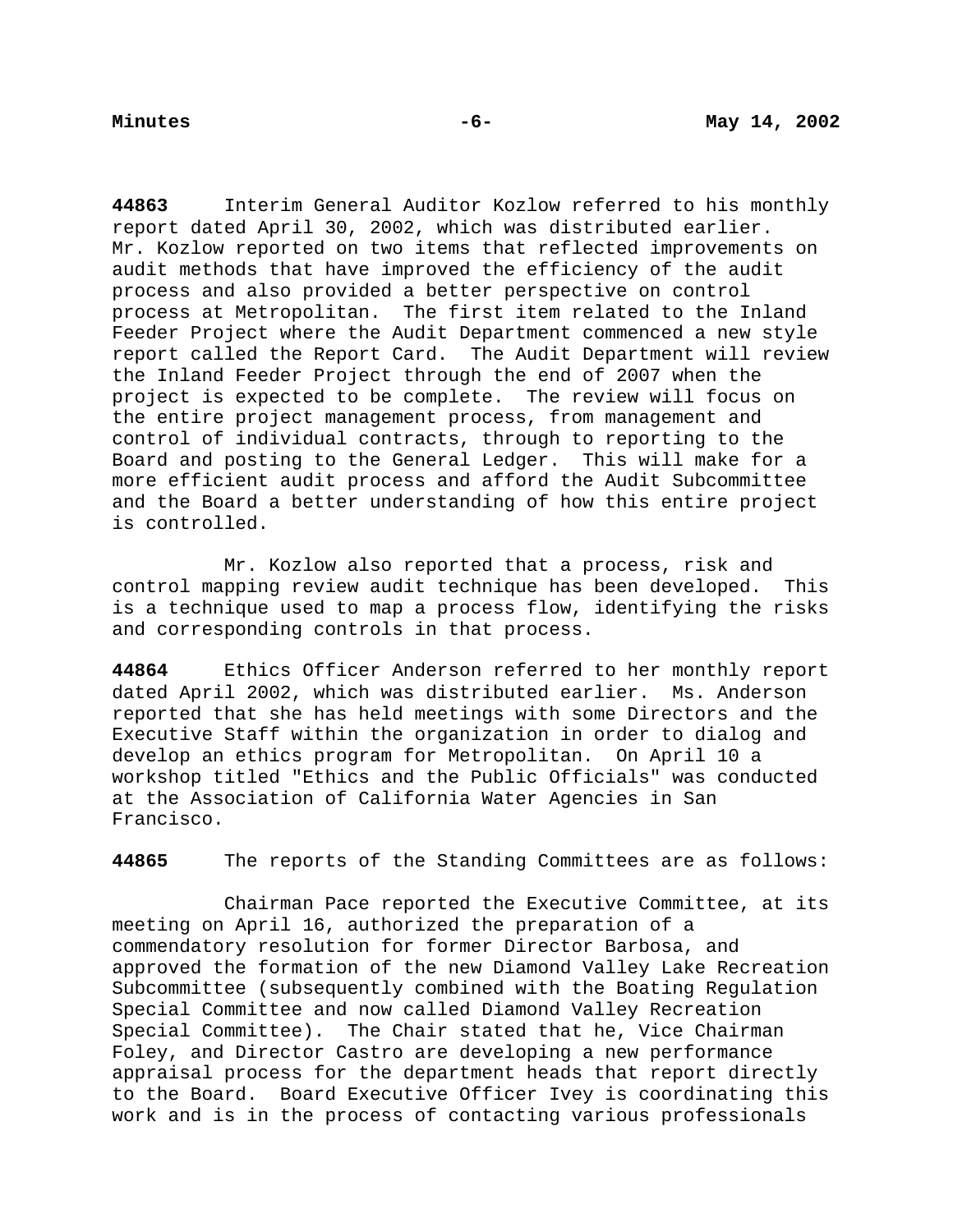**44863** Interim General Auditor Kozlow referred to his monthly report dated April 30, 2002, which was distributed earlier. Mr. Kozlow reported on two items that reflected improvements on audit methods that have improved the efficiency of the audit process and also provided a better perspective on control process at Metropolitan. The first item related to the Inland Feeder Project where the Audit Department commenced a new style report called the Report Card. The Audit Department will review the Inland Feeder Project through the end of 2007 when the project is expected to be complete. The review will focus on the entire project management process, from management and control of individual contracts, through to reporting to the Board and posting to the General Ledger. This will make for a more efficient audit process and afford the Audit Subcommittee and the Board a better understanding of how this entire project is controlled.

Mr. Kozlow also reported that a process, risk and control mapping review audit technique has been developed. This is a technique used to map a process flow, identifying the risks and corresponding controls in that process.

**44864** Ethics Officer Anderson referred to her monthly report dated April 2002, which was distributed earlier. Ms. Anderson reported that she has held meetings with some Directors and the Executive Staff within the organization in order to dialog and develop an ethics program for Metropolitan. On April 10 a workshop titled "Ethics and the Public Officials" was conducted at the Association of California Water Agencies in San Francisco.

**44865** The reports of the Standing Committees are as follows:

Chairman Pace reported the Executive Committee, at its meeting on April 16, authorized the preparation of a commendatory resolution for former Director Barbosa, and approved the formation of the new Diamond Valley Lake Recreation Subcommittee (subsequently combined with the Boating Regulation Special Committee and now called Diamond Valley Recreation Special Committee). The Chair stated that he, Vice Chairman Foley, and Director Castro are developing a new performance appraisal process for the department heads that report directly to the Board. Board Executive Officer Ivey is coordinating this work and is in the process of contacting various professionals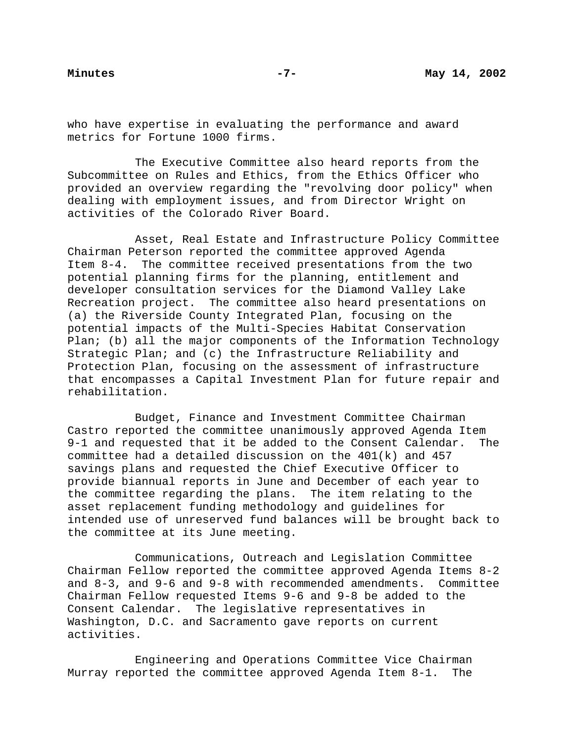who have expertise in evaluating the performance and award metrics for Fortune 1000 firms.

The Executive Committee also heard reports from the Subcommittee on Rules and Ethics, from the Ethics Officer who provided an overview regarding the "revolving door policy" when dealing with employment issues, and from Director Wright on activities of the Colorado River Board.

Asset, Real Estate and Infrastructure Policy Committee Chairman Peterson reported the committee approved Agenda Item 8-4. The committee received presentations from the two potential planning firms for the planning, entitlement and developer consultation services for the Diamond Valley Lake Recreation project. The committee also heard presentations on (a) the Riverside County Integrated Plan, focusing on the potential impacts of the Multi-Species Habitat Conservation Plan; (b) all the major components of the Information Technology Strategic Plan; and (c) the Infrastructure Reliability and Protection Plan, focusing on the assessment of infrastructure that encompasses a Capital Investment Plan for future repair and rehabilitation.

Budget, Finance and Investment Committee Chairman Castro reported the committee unanimously approved Agenda Item 9-1 and requested that it be added to the Consent Calendar. The committee had a detailed discussion on the 401(k) and 457 savings plans and requested the Chief Executive Officer to provide biannual reports in June and December of each year to the committee regarding the plans. The item relating to the asset replacement funding methodology and guidelines for intended use of unreserved fund balances will be brought back to the committee at its June meeting.

Communications, Outreach and Legislation Committee Chairman Fellow reported the committee approved Agenda Items 8-2 and 8-3, and 9-6 and 9-8 with recommended amendments. Committee Chairman Fellow requested Items 9-6 and 9-8 be added to the Consent Calendar. The legislative representatives in Washington, D.C. and Sacramento gave reports on current activities.

Engineering and Operations Committee Vice Chairman Murray reported the committee approved Agenda Item 8-1. The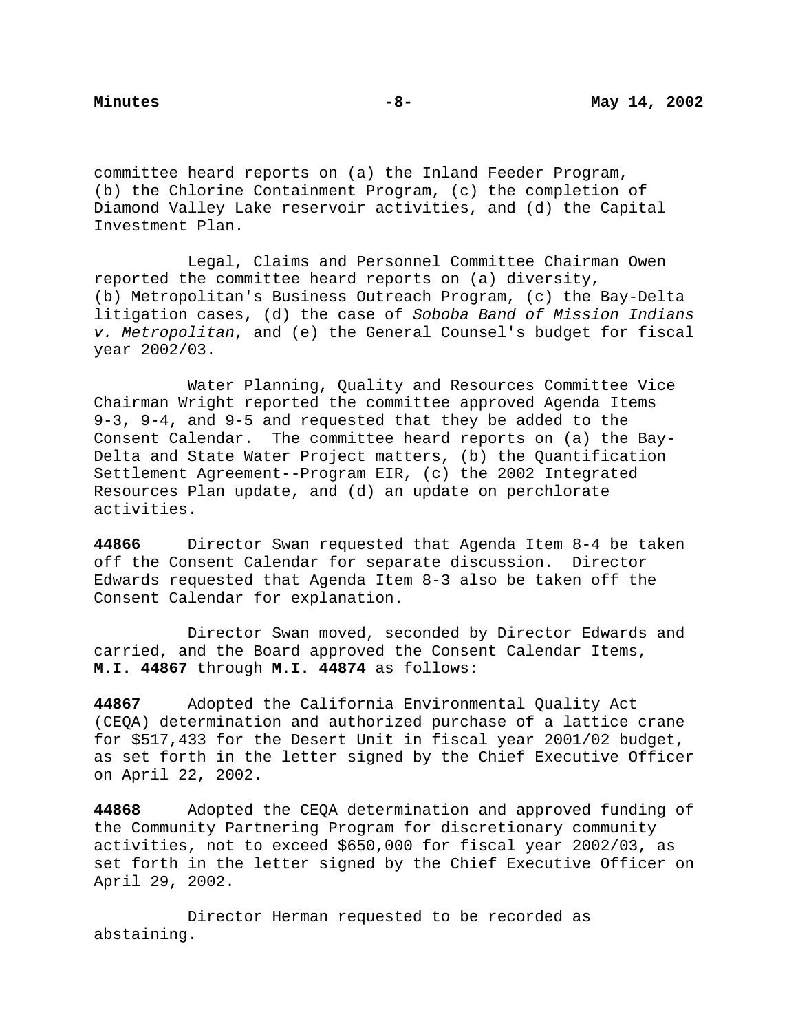committee heard reports on (a) the Inland Feeder Program, (b) the Chlorine Containment Program, (c) the completion of Diamond Valley Lake reservoir activities, and (d) the Capital Investment Plan.

Legal, Claims and Personnel Committee Chairman Owen reported the committee heard reports on (a) diversity, (b) Metropolitan's Business Outreach Program, (c) the Bay-Delta litigation cases, (d) the case of *Soboba Band of Mission Indians v. Metropolitan*, and (e) the General Counsel's budget for fiscal year 2002/03.

Water Planning, Quality and Resources Committee Vice Chairman Wright reported the committee approved Agenda Items 9-3, 9-4, and 9-5 and requested that they be added to the Consent Calendar. The committee heard reports on (a) the Bay-Delta and State Water Project matters, (b) the Quantification Settlement Agreement--Program EIR, (c) the 2002 Integrated Resources Plan update, and (d) an update on perchlorate activities.

**44866** Director Swan requested that Agenda Item 8-4 be taken off the Consent Calendar for separate discussion. Director Edwards requested that Agenda Item 8-3 also be taken off the Consent Calendar for explanation.

Director Swan moved, seconded by Director Edwards and carried, and the Board approved the Consent Calendar Items, **M.I. 44867** through **M.I. 44874** as follows:

**44867** Adopted the California Environmental Quality Act (CEQA) determination and authorized purchase of a lattice crane for $517,433 for the Desert Unit in fiscal year 2001/02 budget, as set forth in the letter signed by the Chief Executive Officer on April 22, 2002.

**44868** Adopted the CEQA determination and approved funding of the Community Partnering Program for discretionary community activities, not to exceed $650,000 for fiscal year 2002/03, as set forth in the letter signed by the Chief Executive Officer on April 29, 2002.

Director Herman requested to be recorded as abstaining.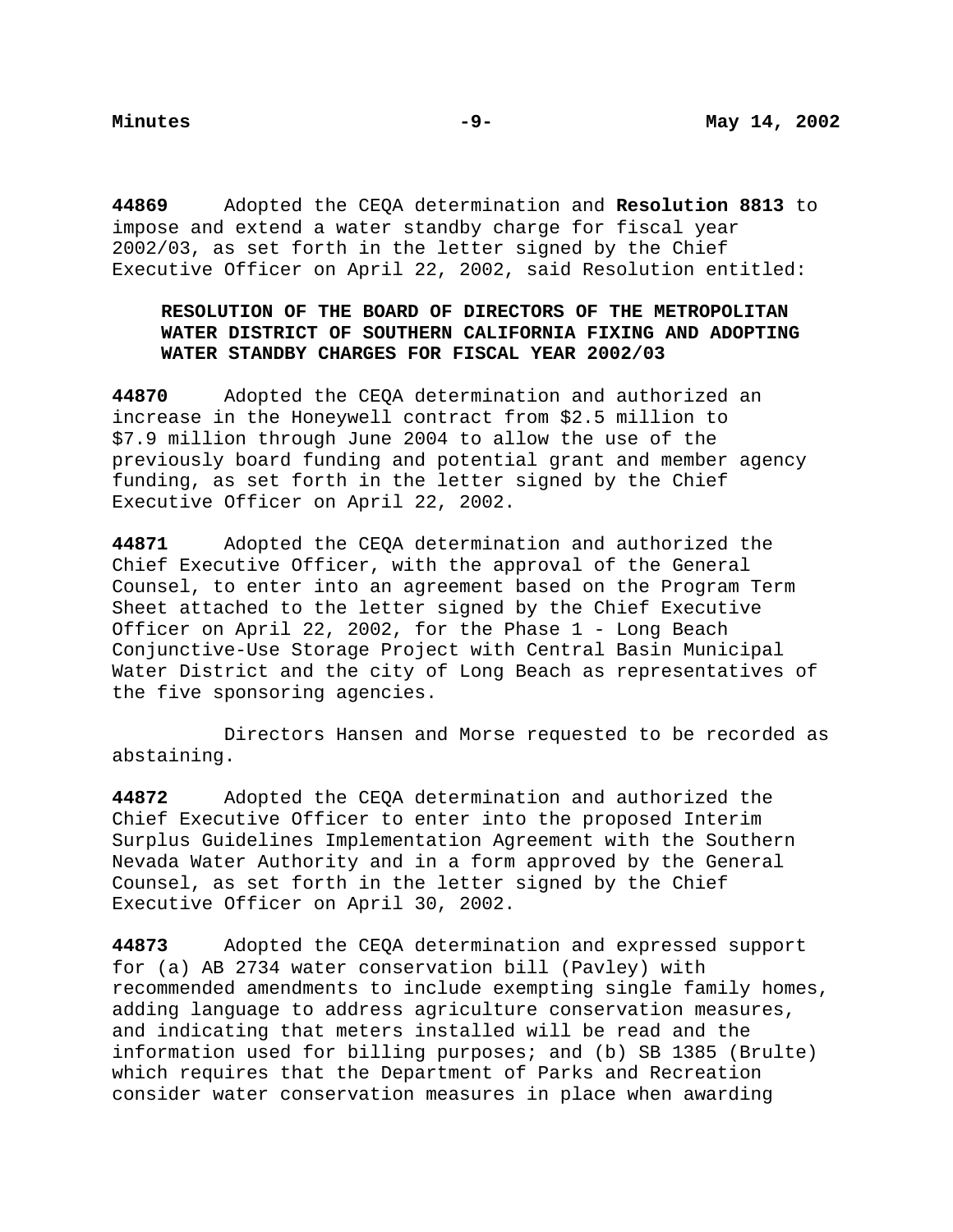**44869** Adopted the CEQA determination and **Resolution 8813** to impose and extend a water standby charge for fiscal year 2002/03, as set forth in the letter signed by the Chief Executive Officer on April 22, 2002, said Resolution entitled:

> **RESOLUTION OF THE BOARD OF DIRECTORS OF THE METROPOLITAN WATER DISTRICT OF SOUTHERN CALIFORNIA FIXING AND ADOPTING WATER STANDBY CHARGES FOR FISCAL YEAR 2002/03**

**44870** Adopted the CEQA determination and authorized an increase in the Honeywell contract from $2.5 million to $7.9 million through June 2004 to allow the use of the previously board funding and potential grant and member agency funding, as set forth in the letter signed by the Chief Executive Officer on April 22, 2002.

**44871** Adopted the CEQA determination and authorized the Chief Executive Officer, with the approval of the General Counsel, to enter into an agreement based on the Program Term Sheet attached to the letter signed by the Chief Executive Officer on April 22, 2002, for the Phase 1 - Long Beach Conjunctive-Use Storage Project with Central Basin Municipal Water District and the city of Long Beach as representatives of the five sponsoring agencies.

Directors Hansen and Morse requested to be recorded as abstaining.

**44872** Adopted the CEQA determination and authorized the Chief Executive Officer to enter into the proposed Interim Surplus Guidelines Implementation Agreement with the Southern Nevada Water Authority and in a form approved by the General Counsel, as set forth in the letter signed by the Chief Executive Officer on April 30, 2002.

**44873** Adopted the CEQA determination and expressed support for (a) AB 2734 water conservation bill (Pavley) with recommended amendments to include exempting single family homes, adding language to address agriculture conservation measures, and indicating that meters installed will be read and the information used for billing purposes; and (b) SB 1385 (Brulte) which requires that the Department of Parks and Recreation consider water conservation measures in place when awarding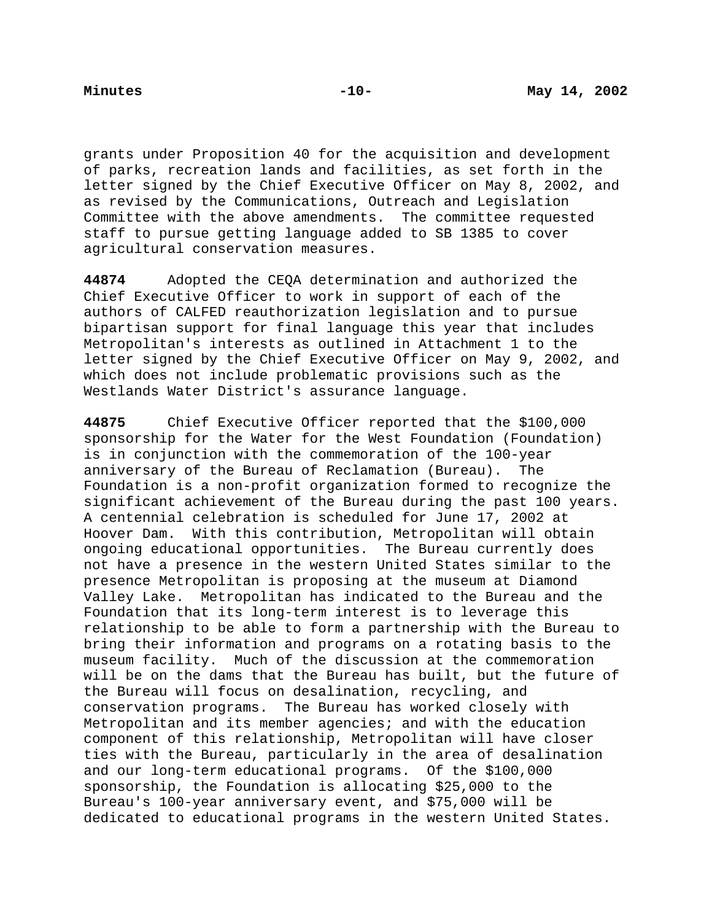grants under Proposition 40 for the acquisition and development of parks, recreation lands and facilities, as set forth in the letter signed by the Chief Executive Officer on May 8, 2002, and as revised by the Communications, Outreach and Legislation Committee with the above amendments. The committee requested staff to pursue getting language added to SB 1385 to cover agricultural conservation measures.

**44874** Adopted the CEQA determination and authorized the Chief Executive Officer to work in support of each of the authors of CALFED reauthorization legislation and to pursue bipartisan support for final language this year that includes Metropolitan's interests as outlined in Attachment 1 to the letter signed by the Chief Executive Officer on May 9, 2002, and which does not include problematic provisions such as the Westlands Water District's assurance language.

**44875** Chief Executive Officer reported that the $100,000 sponsorship for the Water for the West Foundation (Foundation) is in conjunction with the commemoration of the 100-year anniversary of the Bureau of Reclamation (Bureau). The Foundation is a non-profit organization formed to recognize the significant achievement of the Bureau during the past 100 years. A centennial celebration is scheduled for June 17, 2002 at Hoover Dam. With this contribution, Metropolitan will obtain ongoing educational opportunities. The Bureau currently does not have a presence in the western United States similar to the presence Metropolitan is proposing at the museum at Diamond Valley Lake. Metropolitan has indicated to the Bureau and the Foundation that its long-term interest is to leverage this relationship to be able to form a partnership with the Bureau to bring their information and programs on a rotating basis to the museum facility. Much of the discussion at the commemoration will be on the dams that the Bureau has built, but the future of the Bureau will focus on desalination, recycling, and conservation programs. The Bureau has worked closely with Metropolitan and its member agencies; and with the education component of this relationship, Metropolitan will have closer ties with the Bureau, particularly in the area of desalination and our long-term educational programs. Of the $100,000 sponsorship, the Foundation is allocating $25,000 to the Bureau's 100-year anniversary event, and $75,000 will be dedicated to educational programs in the western United States.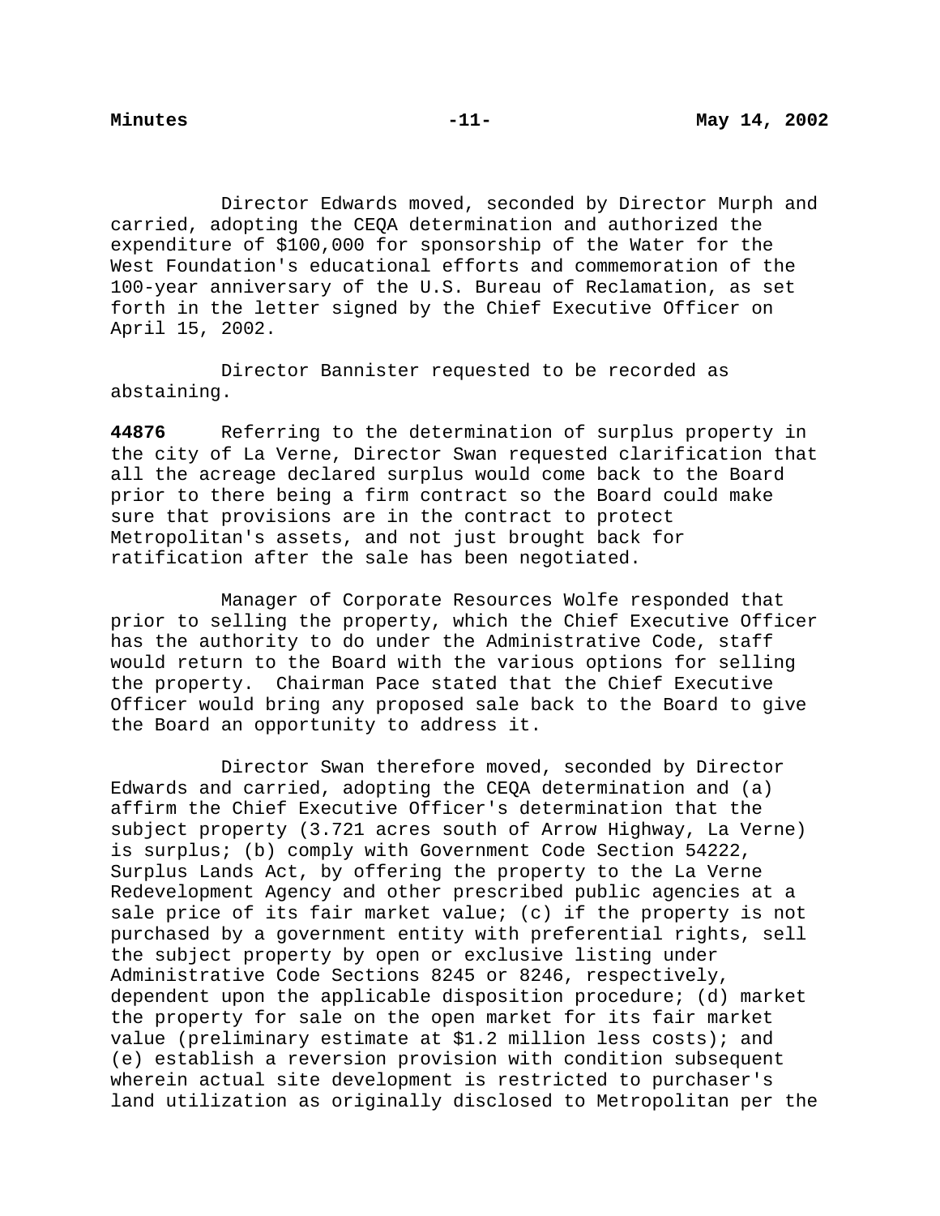Director Edwards moved, seconded by Director Murph and carried, adopting the CEQA determination and authorized the expenditure of $100,000 for sponsorship of the Water for the West Foundation's educational efforts and commemoration of the 100-year anniversary of the U.S. Bureau of Reclamation, as set forth in the letter signed by the Chief Executive Officer on April 15, 2002.

Director Bannister requested to be recorded as abstaining.

**44876** Referring to the determination of surplus property in the city of La Verne, Director Swan requested clarification that all the acreage declared surplus would come back to the Board prior to there being a firm contract so the Board could make sure that provisions are in the contract to protect Metropolitan's assets, and not just brought back for ratification after the sale has been negotiated.

Manager of Corporate Resources Wolfe responded that prior to selling the property, which the Chief Executive Officer has the authority to do under the Administrative Code, staff would return to the Board with the various options for selling the property. Chairman Pace stated that the Chief Executive Officer would bring any proposed sale back to the Board to give the Board an opportunity to address it.

Director Swan therefore moved, seconded by Director Edwards and carried, adopting the CEQA determination and (a) affirm the Chief Executive Officer's determination that the subject property (3.721 acres south of Arrow Highway, La Verne) is surplus; (b) comply with Government Code Section 54222, Surplus Lands Act, by offering the property to the La Verne Redevelopment Agency and other prescribed public agencies at a sale price of its fair market value; (c) if the property is not purchased by a government entity with preferential rights, sell the subject property by open or exclusive listing under Administrative Code Sections 8245 or 8246, respectively, dependent upon the applicable disposition procedure; (d) market the property for sale on the open market for its fair market value (preliminary estimate at $1.2 million less costs); and (e) establish a reversion provision with condition subsequent wherein actual site development is restricted to purchaser's land utilization as originally disclosed to Metropolitan per the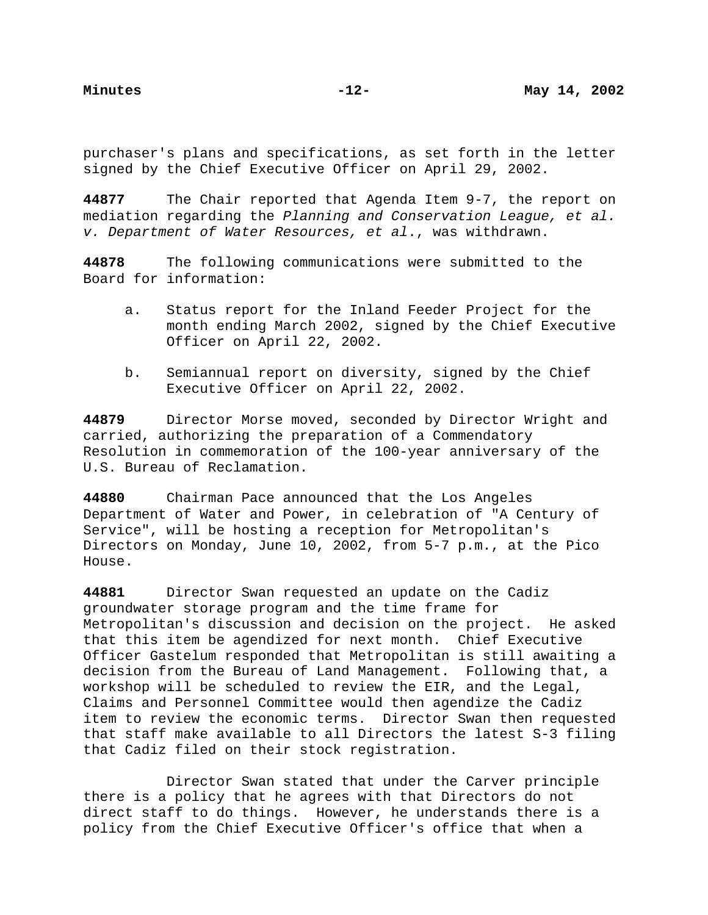purchaser's plans and specifications, as set forth in the letter signed by the Chief Executive Officer on April 29, 2002.

**44877** The Chair reported that Agenda Item 9-7, the report on mediation regarding the *Planning and Conservation League, et al. v. Department of Water Resources, et al*., was withdrawn.

**44878** The following communications were submitted to the Board for information:

a. Status report for the Inland Feeder Project for the month ending March 2002, signed by the Chief Executive Officer on April 22, 2002.

b. Semiannual report on diversity, signed by the Chief Executive Officer on April 22, 2002.

**44879** Director Morse moved, seconded by Director Wright and carried, authorizing the preparation of a Commendatory Resolution in commemoration of the 100-year anniversary of the U.S. Bureau of Reclamation.

**44880** Chairman Pace announced that the Los Angeles Department of Water and Power, in celebration of "A Century of Service", will be hosting a reception for Metropolitan's Directors on Monday, June 10, 2002, from 5-7 p.m., at the Pico House.

**44881** Director Swan requested an update on the Cadiz groundwater storage program and the time frame for Metropolitan's discussion and decision on the project. He asked that this item be agendized for next month. Chief Executive Officer Gastelum responded that Metropolitan is still awaiting a decision from the Bureau of Land Management. Following that, a workshop will be scheduled to review the EIR, and the Legal, Claims and Personnel Committee would then agendize the Cadiz item to review the economic terms. Director Swan then requested that staff make available to all Directors the latest S-3 filing that Cadiz filed on their stock registration.

Director Swan stated that under the Carver principle there is a policy that he agrees with that Directors do not direct staff to do things. However, he understands there is a policy from the Chief Executive Officer's office that when a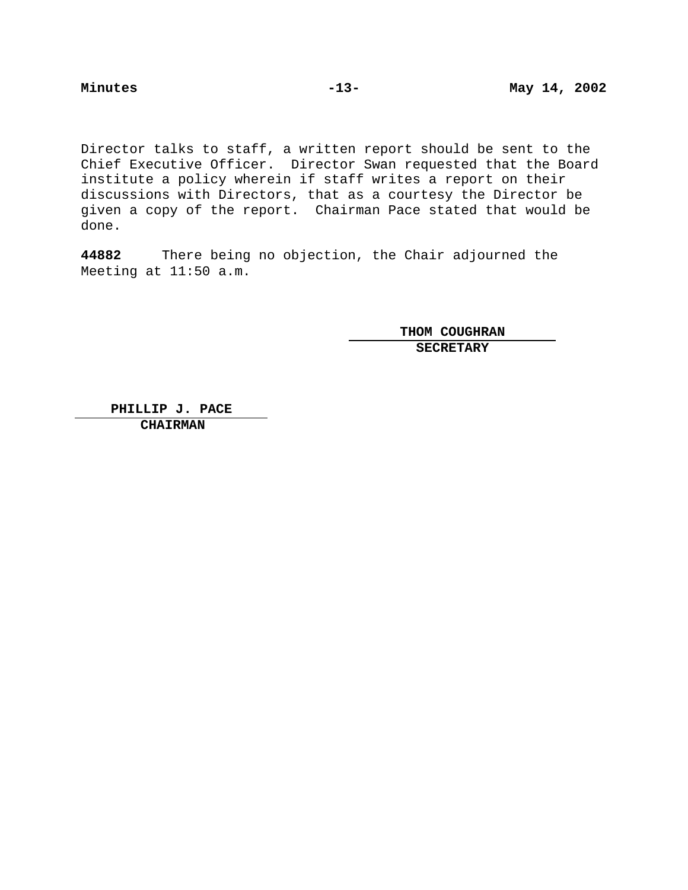Director talks to staff, a written report should be sent to the Chief Executive Officer. Director Swan requested that the Board institute a policy wherein if staff writes a report on their discussions with Directors, that as a courtesy the Director be given a copy of the report. Chairman Pace stated that would be done.

**44882** There being no objection, the Chair adjourned the Meeting at 11:50 a.m.

**THOM COUGHRAN**
**SECRETARY**

**PHILLIP J. PACE**
**CHAIRMAN**